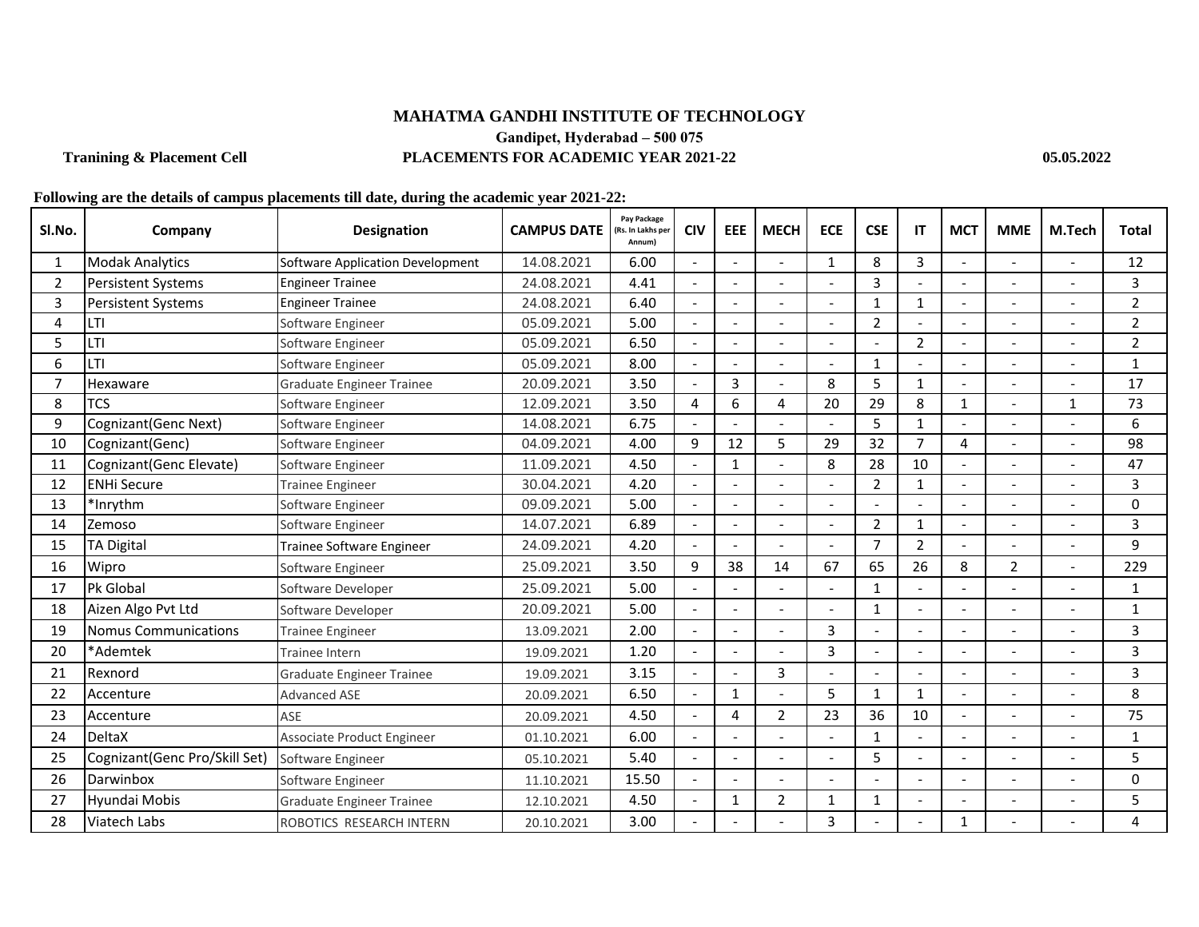# MAHATMA GANDHI INSTITUTE OF TECHNOLOGY

**Gandipet, Hyderabad – 500 075**

**Tranining & Placement Cell** **PLACEMENTS FOR ACADEMIC YEAR 2021-22** **05.05.2022**

**Following are the details of campus placements till date, during the academic year 2021-22:**

| Sl.No. | Company | Designation | CAMPUS DATE | Pay Package (Rs. In Lakhs per Annum) | CIV | EEE | MECH | ECE | CSE | IT | MCT | MME | M.Tech | Total |
|---|---|---|---|---|---|---|---|---|---|---|---|---|---|---|
| 1 | Modak Analytics | Software Application Development | 14.08.2021 | 6.00 | - | - | - | 1 | 8 | 3 | - | - | - | 12 |
| 2 | Persistent Systems | Engineer Trainee | 24.08.2021 | 4.41 | - | - | - | - | 3 | - | - | - | - | 3 |
| 3 | Persistent Systems | Engineer Trainee | 24.08.2021 | 6.40 | - | - | - | - | 1 | 1 | - | - | - | 2 |
| 4 | LTI | Software Engineer | 05.09.2021 | 5.00 | - | - | - | - | 2 | - | - | - | - | 2 |
| 5 | LTI | Software Engineer | 05.09.2021 | 6.50 | - | - | - | - | - | 2 | - | - | - | 2 |
| 6 | LTI | Software Engineer | 05.09.2021 | 8.00 | - | - | - | - | 1 | - | - | - | - | 1 |
| 7 | Hexaware | Graduate Engineer Trainee | 20.09.2021 | 3.50 | - | 3 | - | 8 | 5 | 1 | - | - | - | 17 |
| 8 | TCS | Software Engineer | 12.09.2021 | 3.50 | 4 | 6 | 4 | 20 | 29 | 8 | 1 | - | 1 | 73 |
| 9 | Cognizant(Genc Next) | Software Engineer | 14.08.2021 | 6.75 | - | - | - | - | 5 | 1 | - | - | - | 6 |
| 10 | Cognizant(Genc) | Software Engineer | 04.09.2021 | 4.00 | 9 | 12 | 5 | 29 | 32 | 7 | 4 | - | - | 98 |
| 11 | Cognizant(Genc Elevate) | Software Engineer | 11.09.2021 | 4.50 | - | 1 | - | 8 | 28 | 10 | - | - | - | 47 |
| 12 | ENHi Secure | Trainee Engineer | 30.04.2021 | 4.20 | - | - | - | - | 2 | 1 | - | - | - | 3 |
| 13 | *Inrythm | Software Engineer | 09.09.2021 | 5.00 | - | - | - | - | - | - | - | - | - | 0 |
| 14 | Zemoso | Software Engineer | 14.07.2021 | 6.89 | - | - | - | - | 2 | 1 | - | - | - | 3 |
| 15 | TA Digital | Trainee Software Engineer | 24.09.2021 | 4.20 | - | - | - | - | 7 | 2 | - | - | - | 9 |
| 16 | Wipro | Software Engineer | 25.09.2021 | 3.50 | 9 | 38 | 14 | 67 | 65 | 26 | 8 | 2 | - | 229 |
| 17 | Pk Global | Software Developer | 25.09.2021 | 5.00 | - | - | - | - | 1 | - | - | - | - | 1 |
| 18 | Aizen Algo Pvt Ltd | Software Developer | 20.09.2021 | 5.00 | - | - | - | - | 1 | - | - | - | - | 1 |
| 19 | Nomus Communications | Trainee Engineer | 13.09.2021 | 2.00 | - | - | - | 3 | - | - | - | - | - | 3 |
| 20 | *Ademtek | Trainee Intern | 19.09.2021 | 1.20 | - | - | - | 3 | - | - | - | - | - | 3 |
| 21 | Rexnord | Graduate Engineer Trainee | 19.09.2021 | 3.15 | - | - | 3 | - | - | - | - | - | - | 3 |
| 22 | Accenture | Advanced ASE | 20.09.2021 | 6.50 | - | 1 | - | 5 | 1 | 1 | - | - | - | 8 |
| 23 | Accenture | ASE | 20.09.2021 | 4.50 | - | 4 | 2 | 23 | 36 | 10 | - | - | - | 75 |
| 24 | DeltaX | Associate Product Engineer | 01.10.2021 | 6.00 | - | - | - | - | 1 | - | - | - | - | 1 |
| 25 | Cognizant(Genc Pro/Skill Set) | Software Engineer | 05.10.2021 | 5.40 | - | - | - | - | 5 | - | - | - | - | 5 |
| 26 | Darwinbox | Software Engineer | 11.10.2021 | 15.50 | - | - | - | - | - | - | - | - | - | 0 |
| 27 | Hyundai Mobis | Graduate Engineer Trainee | 12.10.2021 | 4.50 | - | 1 | 2 | 1 | 1 | - | - | - | - | 5 |
| 28 | Viatech Labs | ROBOTICS RESEARCH INTERN | 20.10.2021 | 3.00 | - | - | - | 3 | - | - | 1 | - | - | 4 |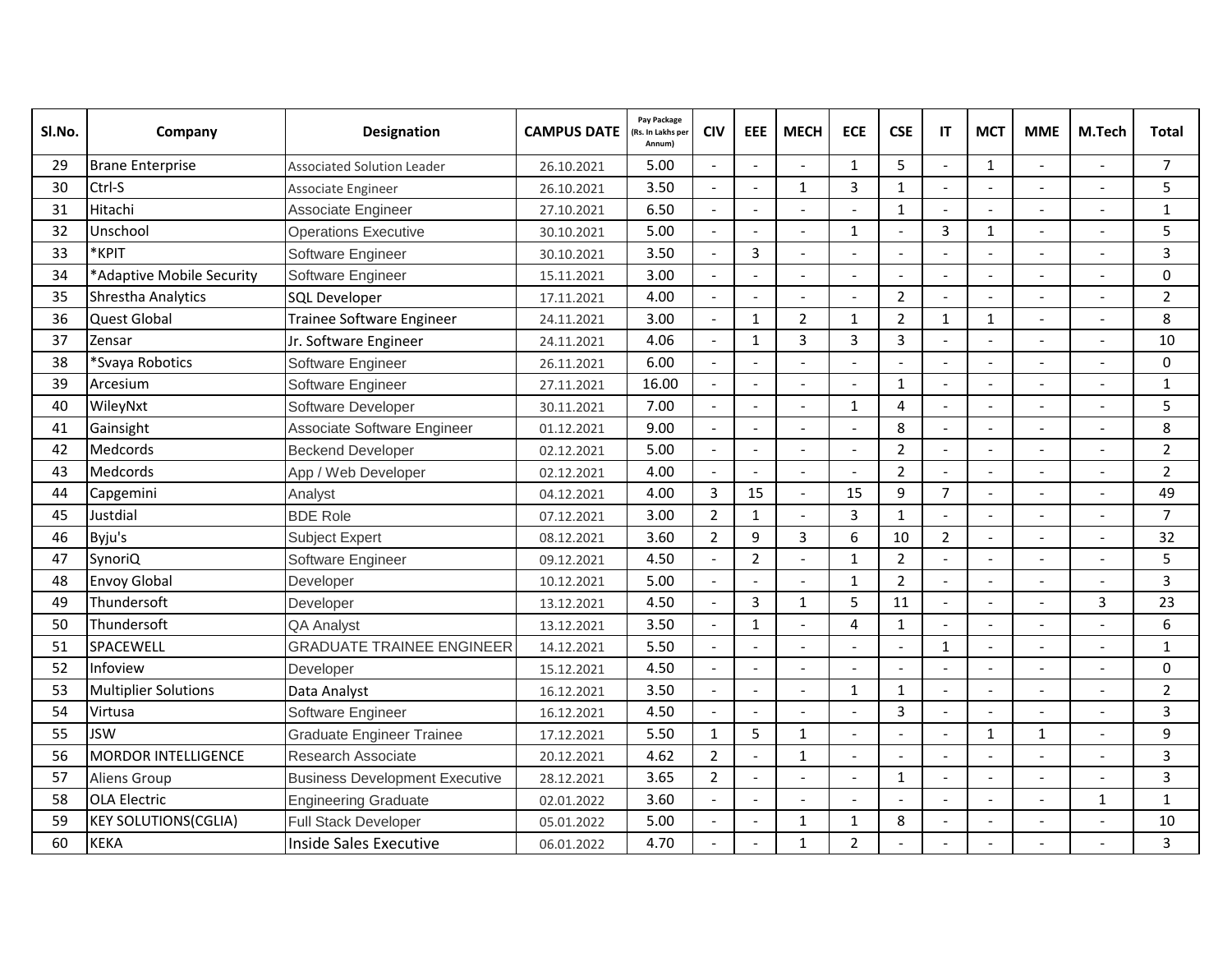| Sl.No. | Company | Designation | CAMPUS DATE | Pay Package (Rs. In Lakhs per Annum) | CIV | EEE | MECH | ECE | CSE | IT | MCT | MME | M.Tech | Total |
|---|---|---|---|---|---|---|---|---|---|---|---|---|---|---|
| 29 | Brane Enterprise | Associated Solution Leader | 26.10.2021 | 5.00 | - | - | - | 1 | 5 | - | 1 | - | - | 7 |
| 30 | Ctrl-S | Associate Engineer | 26.10.2021 | 3.50 | - | - | 1 | 3 | 1 | - | - | - | - | 5 |
| 31 | Hitachi | Associate Engineer | 27.10.2021 | 6.50 | - | - | - | - | 1 | - | - | - | - | 1 |
| 32 | Unschool | Operations Executive | 30.10.2021 | 5.00 | - | - | - | 1 | - | 3 | 1 | - | - | 5 |
| 33 | *KPIT | Software Engineer | 30.10.2021 | 3.50 | - | 3 | - | - | - | - | - | - | - | 3 |
| 34 | *Adaptive Mobile Security | Software Engineer | 15.11.2021 | 3.00 | - | - | - | - | - | - | - | - | - | 0 |
| 35 | Shrestha Analytics | SQL Developer | 17.11.2021 | 4.00 | - | - | - | - | 2 | - | - | - | - | 2 |
| 36 | Quest Global | Trainee Software Engineer | 24.11.2021 | 3.00 | - | 1 | 2 | 1 | 2 | 1 | 1 | - | - | 8 |
| 37 | Zensar | Jr. Software Engineer | 24.11.2021 | 4.06 | - | 1 | 3 | 3 | 3 | - | - | - | - | 10 |
| 38 | *Svaya Robotics | Software Engineer | 26.11.2021 | 6.00 | - | - | - | - | - | - | - | - | - | 0 |
| 39 | Arcesium | Software Engineer | 27.11.2021 | 16.00 | - | - | - | - | 1 | - | - | - | - | 1 |
| 40 | WileyNxt | Software Developer | 30.11.2021 | 7.00 | - | - | - | 1 | 4 | - | - | - | - | 5 |
| 41 | Gainsight | Associate Software Engineer | 01.12.2021 | 9.00 | - | - | - | - | 8 | - | - | - | - | 8 |
| 42 | Medcords | Beckend Developer | 02.12.2021 | 5.00 | - | - | - | - | 2 | - | - | - | - | 2 |
| 43 | Medcords | App / Web Developer | 02.12.2021 | 4.00 | - | - | - | - | 2 | - | - | - | - | 2 |
| 44 | Capgemini | Analyst | 04.12.2021 | 4.00 | 3 | 15 | - | 15 | 9 | 7 | - | - | - | 49 |
| 45 | Justdial | BDE Role | 07.12.2021 | 3.00 | 2 | 1 | - | 3 | 1 | - | - | - | - | 7 |
| 46 | Byju's | Subject Expert | 08.12.2021 | 3.60 | 2 | 9 | 3 | 6 | 10 | 2 | - | - | - | 32 |
| 47 | SynoriQ | Software Engineer | 09.12.2021 | 4.50 | - | 2 | - | 1 | 2 | - | - | - | - | 5 |
| 48 | Envoy Global | Developer | 10.12.2021 | 5.00 | - | - | - | 1 | 2 | - | - | - | - | 3 |
| 49 | Thundersoft | Developer | 13.12.2021 | 4.50 | - | 3 | 1 | 5 | 11 | - | - | - | 3 | 23 |
| 50 | Thundersoft | QA Analyst | 13.12.2021 | 3.50 | - | 1 | - | 4 | 1 | - | - | - | - | 6 |
| 51 | SPACEWELL | GRADUATE TRAINEE ENGINEER | 14.12.2021 | 5.50 | - | - | - | - | - | 1 | - | - | - | 1 |
| 52 | Infoview | Developer | 15.12.2021 | 4.50 | - | - | - | - | - | - | - | - | - | 0 |
| 53 | Multiplier Solutions | Data Analyst | 16.12.2021 | 3.50 | - | - | - | 1 | 1 | - | - | - | - | 2 |
| 54 | Virtusa | Software Engineer | 16.12.2021 | 4.50 | - | - | - | - | 3 | - | - | - | - | 3 |
| 55 | JSW | Graduate Engineer Trainee | 17.12.2021 | 5.50 | 1 | 5 | 1 | - | - | - | 1 | 1 | - | 9 |
| 56 | MORDOR INTELLIGENCE | Research Associate | 20.12.2021 | 4.62 | 2 | - | 1 | - | - | - | - | - | - | 3 |
| 57 | Aliens Group | Business Development Executive | 28.12.2021 | 3.65 | 2 | - | - | - | 1 | - | - | - | - | 3 |
| 58 | OLA Electric | Engineering Graduate | 02.01.2022 | 3.60 | - | - | - | - | - | - | - | - | 1 | 1 |
| 59 | KEY SOLUTIONS(CGLIA) | Full Stack Developer | 05.01.2022 | 5.00 | - | - | 1 | 1 | 8 | - | - | - | - | 10 |
| 60 | KEKA | Inside Sales Executive | 06.01.2022 | 4.70 | - | - | 1 | 2 | - | - | - | - | - | 3 |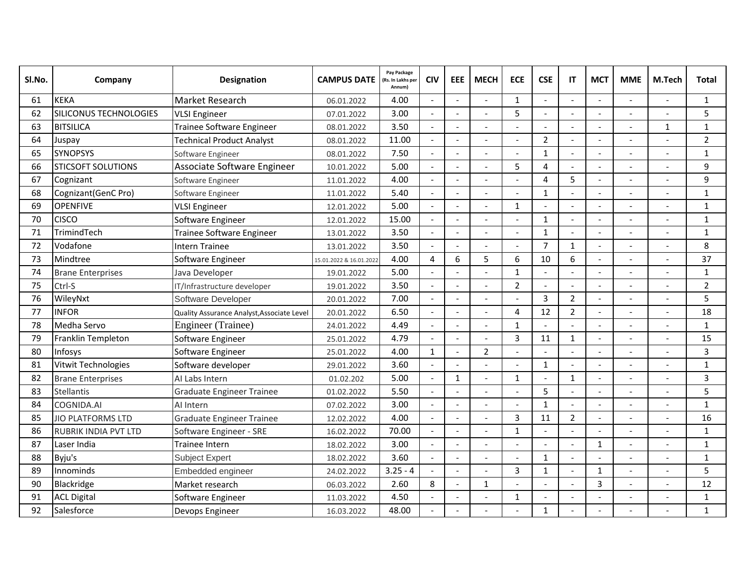| Sl.No. | Company | Designation | CAMPUS DATE | Pay Package (Rs. In Lakhs per Annum) | CIV | EEE | MECH | ECE | CSE | IT | MCT | MME | M.Tech | Total |
|---|---|---|---|---|---|---|---|---|---|---|---|---|---|---|
| 61 | KEKA | Market Research | 06.01.2022 | 4.00 | - | - | - | 1 | - | - | - | - | - | 1 |
| 62 | SILICONUS TECHNOLOGIES | VLSI Engineer | 07.01.2022 | 3.00 | - | - | - | 5 | - | - | - | - | - | 5 |
| 63 | BITSILICA | Trainee Software Engineer | 08.01.2022 | 3.50 | - | - | - | - | - | - | - | - | 1 | 1 |
| 64 | Juspay | Technical Product Analyst | 08.01.2022 | 11.00 | - | - | - | - | 2 | - | - | - | - | 2 |
| 65 | SYNOPSYS | Software Engineer | 08.01.2022 | 7.50 | - | - | - | - | 1 | - | - | - | - | 1 |
| 66 | STICSOFT SOLUTIONS | Associate Software Engineer | 10.01.2022 | 5.00 | - | - | - | 5 | 4 | - | - | - | - | 9 |
| 67 | Cognizant | Software Engineer | 11.01.2022 | 4.00 | - | - | - | - | 4 | 5 | - | - | - | 9 |
| 68 | Cognizant(GenC Pro) | Software Engineer | 11.01.2022 | 5.40 | - | - | - | - | 1 | - | - | - | - | 1 |
| 69 | OPENFIVE | VLSI Engineer | 12.01.2022 | 5.00 | - | - | - | 1 | - | - | - | - | - | 1 |
| 70 | CISCO | Software Engineer | 12.01.2022 | 15.00 | - | - | - | - | 1 | - | - | - | - | 1 |
| 71 | TrimindTech | Trainee Software Engineer | 13.01.2022 | 3.50 | - | - | - | - | 1 | - | - | - | - | 1 |
| 72 | Vodafone | Intern Trainee | 13.01.2022 | 3.50 | - | - | - | - | 7 | 1 | - | - | - | 8 |
| 73 | Mindtree | Software Engineer | 15.01.2022 & 16.01.2022 | 4.00 | 4 | 6 | 5 | 6 | 10 | 6 | - | - | - | 37 |
| 74 | Brane Enterprises | Java Developer | 19.01.2022 | 5.00 | - | - | - | 1 | - | - | - | - | - | 1 |
| 75 | Ctrl-S | IT/Infrastructure developer | 19.01.2022 | 3.50 | - | - | - | 2 | - | - | - | - | - | 2 |
| 76 | WileyNxt | Software Developer | 20.01.2022 | 7.00 | - | - | - | - | 3 | 2 | - | - | - | 5 |
| 77 | INFOR | Quality Assurance Analyst,Associate Level | 20.01.2022 | 6.50 | - | - | - | 4 | 12 | 2 | - | - | - | 18 |
| 78 | Medha Servo | Engineer (Trainee) | 24.01.2022 | 4.49 | - | - | - | 1 | - | - | - | - | - | 1 |
| 79 | Franklin Templeton | Software Engineer | 25.01.2022 | 4.79 | - | - | - | 3 | 11 | 1 | - | - | - | 15 |
| 80 | Infosys | Software Engineer | 25.01.2022 | 4.00 | 1 | - | 2 | - | - | - | - | - | - | 3 |
| 81 | Vitwit Technologies | Software developer | 29.01.2022 | 3.60 | - | - | - | - | 1 | - | - | - | - | 1 |
| 82 | Brane Enterprises | AI Labs Intern | 01.02.202 | 5.00 | - | 1 | - | 1 | - | 1 | - | - | - | 3 |
| 83 | Stellantis | Graduate Engineer Trainee | 01.02.2022 | 5.50 | - | - | - | - | 5 | - | - | - | - | 5 |
| 84 | COGNIDA.AI | AI Intern | 07.02.2022 | 3.00 | - | - | - | - | 1 | - | - | - | - | 1 |
| 85 | JIO PLATFORMS LTD | Graduate Engineer Trainee | 12.02.2022 | 4.00 | - | - | - | 3 | 11 | 2 | - | - | - | 16 |
| 86 | RUBRIK INDIA PVT LTD | Software Engineer - SRE | 16.02.2022 | 70.00 | - | - | - | 1 | - | - | - | - | - | 1 |
| 87 | Laser India | Trainee Intern | 18.02.2022 | 3.00 | - | - | - | - | - | - | 1 | - | - | 1 |
| 88 | Byju's | Subject Expert | 18.02.2022 | 3.60 | - | - | - | - | 1 | - | - | - | - | 1 |
| 89 | Innominds | Embedded engineer | 24.02.2022 | 3.25 - 4 | - | - | - | 3 | 1 | - | 1 | - | - | 5 |
| 90 | Blackridge | Market research | 06.03.2022 | 2.60 | 8 | - | 1 | - | - | - | 3 | - | - | 12 |
| 91 | ACL Digital | Software Engineer | 11.03.2022 | 4.50 | - | - | - | 1 | - | - | - | - | - | 1 |
| 92 | Salesforce | Devops Engineer | 16.03.2022 | 48.00 | - | - | - | - | 1 | - | - | - | - | 1 |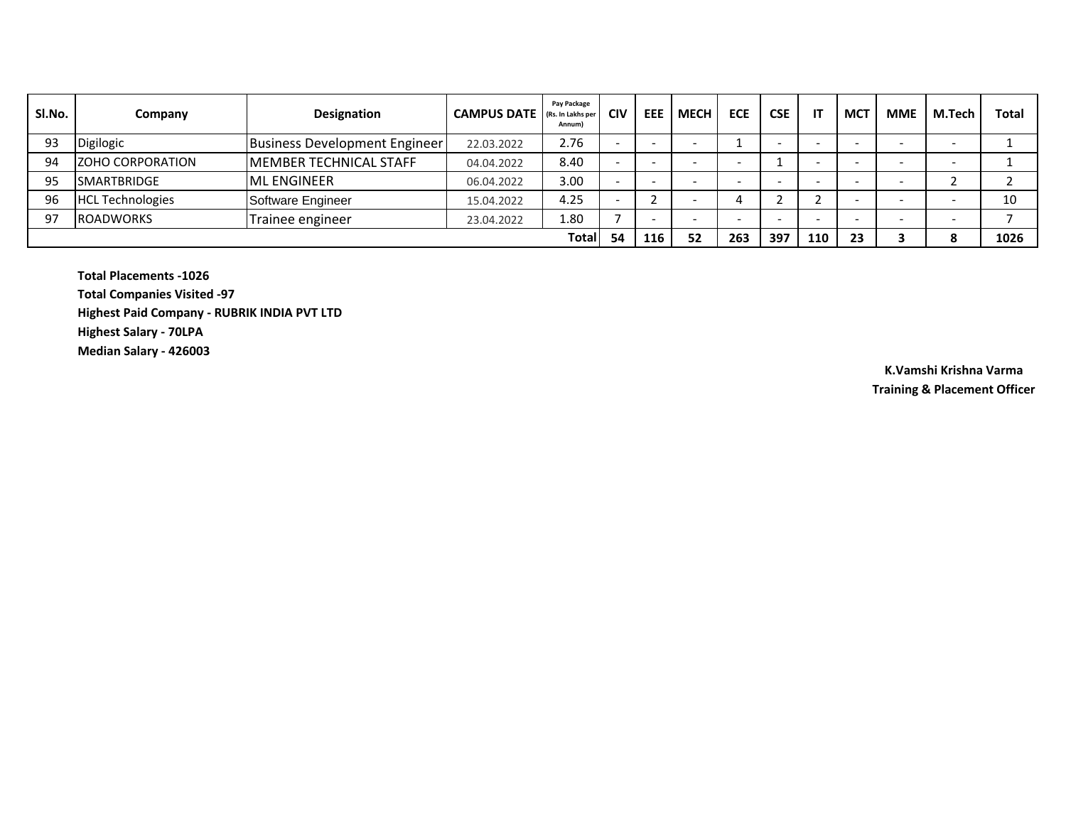| Sl.No. | Company | Designation | CAMPUS DATE | Pay Package (Rs. In Lakhs per Annum) | CIV | EEE | MECH | ECE | CSE | IT | MCT | MME | M.Tech | Total |
|---|---|---|---|---|---|---|---|---|---|---|---|---|---|---|
| 93 | Digilogic | Business Development Engineer | 22.03.2022 | 2.76 | - | - | - | 1 | - | - | - | - | - | 1 |
| 94 | ZOHO CORPORATION | MEMBER TECHNICAL STAFF | 04.04.2022 | 8.40 | - | - | - | - | 1 | - | - | - | - | 1 |
| 95 | SMARTBRIDGE | ML ENGINEER | 06.04.2022 | 3.00 | - | - | - | - | - | - | - | - | 2 | 2 |
| 96 | HCL Technologies | Software Engineer | 15.04.2022 | 4.25 | - | 2 | - | 4 | 2 | 2 | - | - | - | 10 |
| 97 | ROADWORKS | Trainee engineer | 23.04.2022 | 1.80 | 7 | - | - | - | - | - | - | - | - | 7 |
| | | | | **Total** | **54** | **116** | **52** | **263** | **397** | **110** | **23** | **3** | **8** | **1026** |

**Total Placements -1026**

**Total Companies Visited -97**

**Highest Paid Company - RUBRIK INDIA PVT LTD**

**Highest Salary - 70LPA**

**Median Salary - 426003**

**K.Vamshi Krishna Varma**

**Training & Placement Officer**